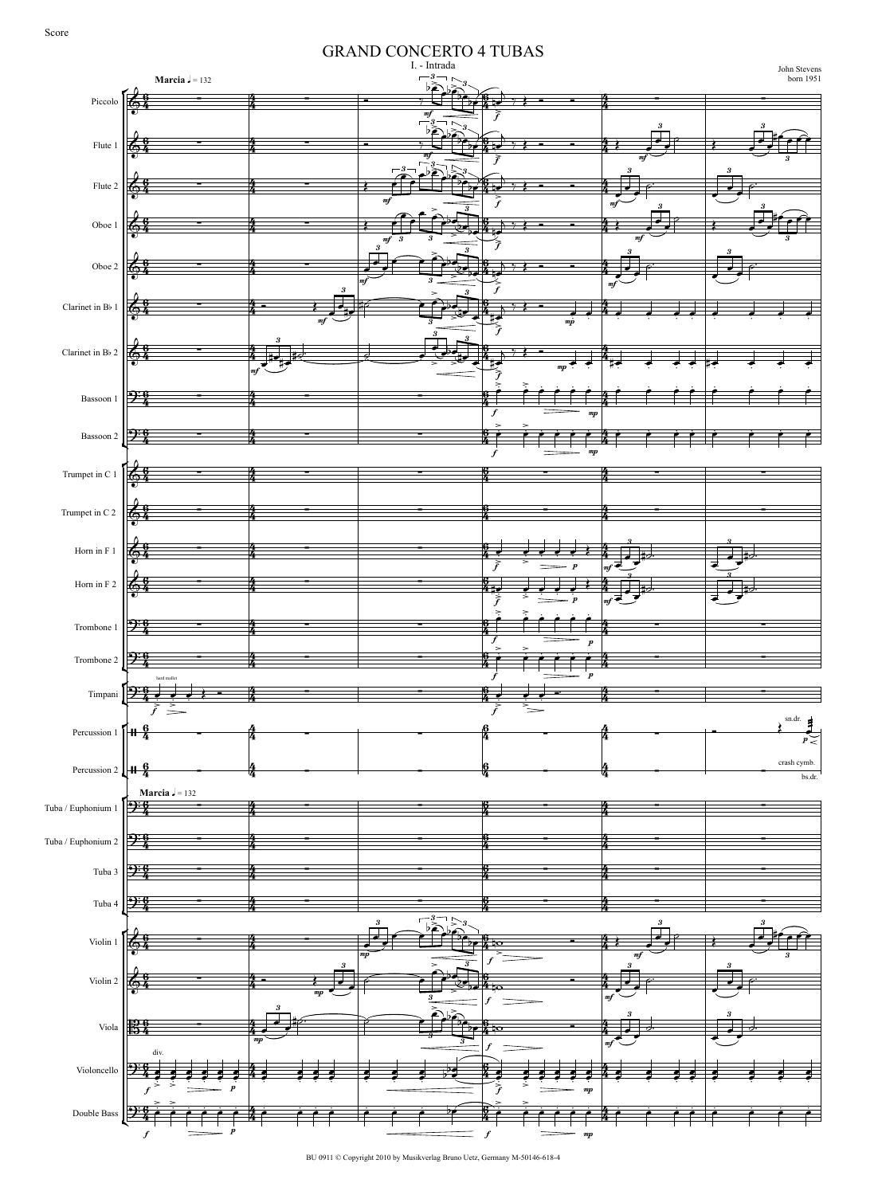Score

# GRAND CONCERTO 4 TUBAS

## I. - Intrada

John Stevens
born 1951

**Marcia** ♩ = 132

Piccolo
Flute 1
Flute 2
Oboe 1
Oboe 2
Clarinet in B♭ 1
Clarinet in B♭ 2
Bassoon 1
Bassoon 2
Trumpet in C 1
Trumpet in C 2
Horn in F 1
Horn in F 2
Trombone 1
Trombone 2
Timpani
Percussion 1
Percussion 2
Tuba / Euphonium 1
Tuba / Euphonium 2
Tuba 3
Tuba 4
Violin 1
Violin 2
Viola
Violoncello
Double Bass

hard mallet

sn.dr.

crash cymb.

bs.dr.

div.

BU 0911 © Copyright 2010 by Musikverlag Bruno Uetz, Germany M-50146-618-4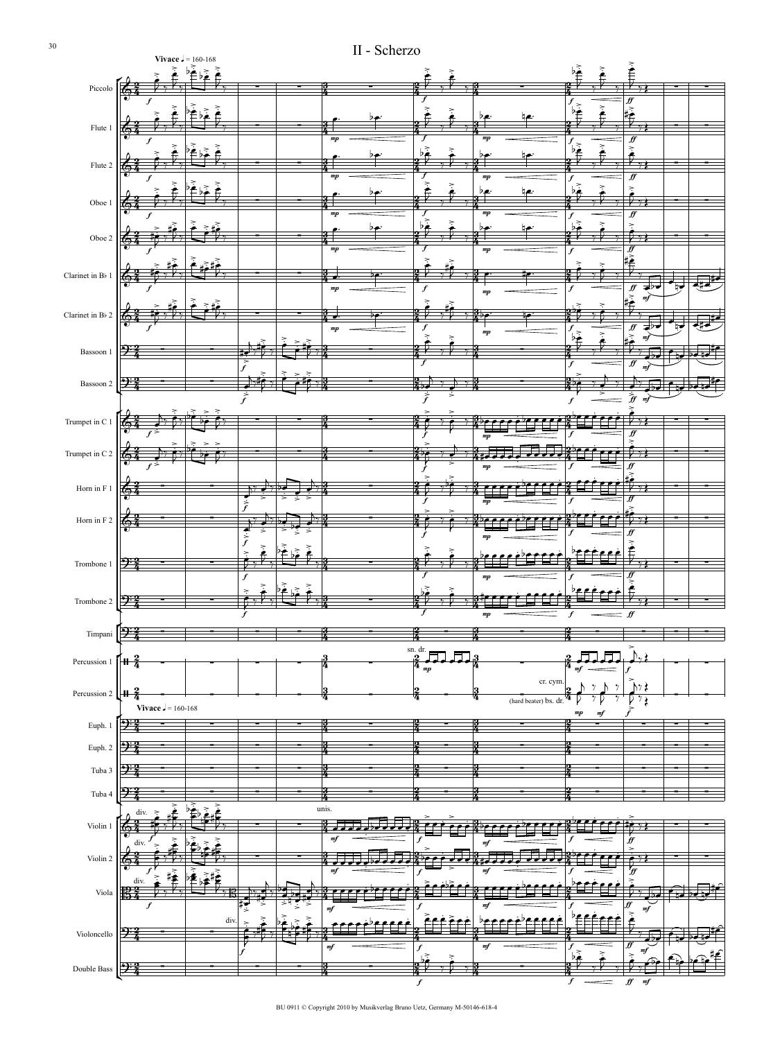## II - Scherzo

**Vivace** ♩ = 160-168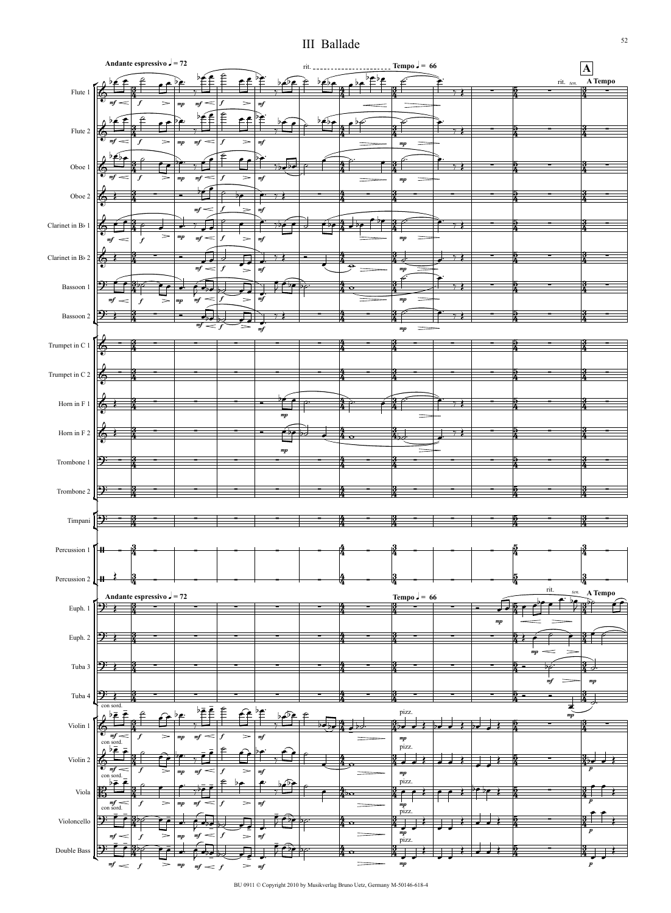# III Ballade

Andante espressivo ♩= 72

rit. Tempo ♩= 66

A

rit. ten. A Tempo

Flute 1

Flute 2

Oboe 1

Oboe 2

Clarinet in B♭ 1

Clarinet in B♭ 2

Bassoon 1

Bassoon 2

Trumpet in C 1

Trumpet in C 2

Horn in F 1

Horn in F 2

Trombone 1

Trombone 2

Timpani

Percussion 1

Percussion 2

Andante espressivo ♩= 72

Tempo ♩= 66

rit. ten. A Tempo

Euph. 1

Euph. 2

Tuba 3

Tuba 4

Violin 1

Violin 2

Viola

Violoncello

Double Bass

BU 0911 © Copyright 2010 by Musikverlag Bruno Uetz, Germany M-50146-618-4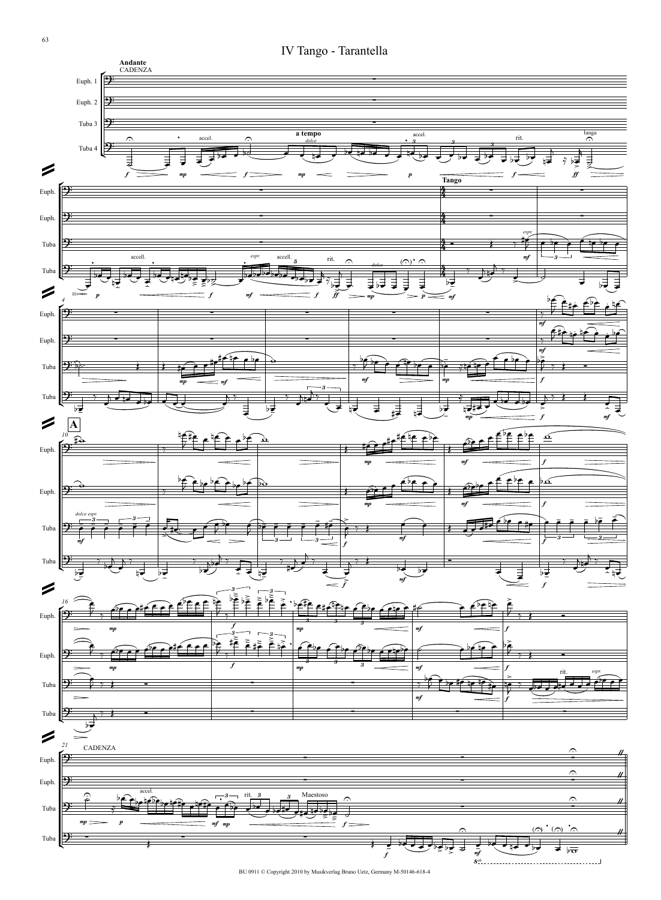# IV Tango - Tarantella

BU 0911 © Copyright 2010 by Musikverlag Bruno Uetz, Germany M-50146-618-4